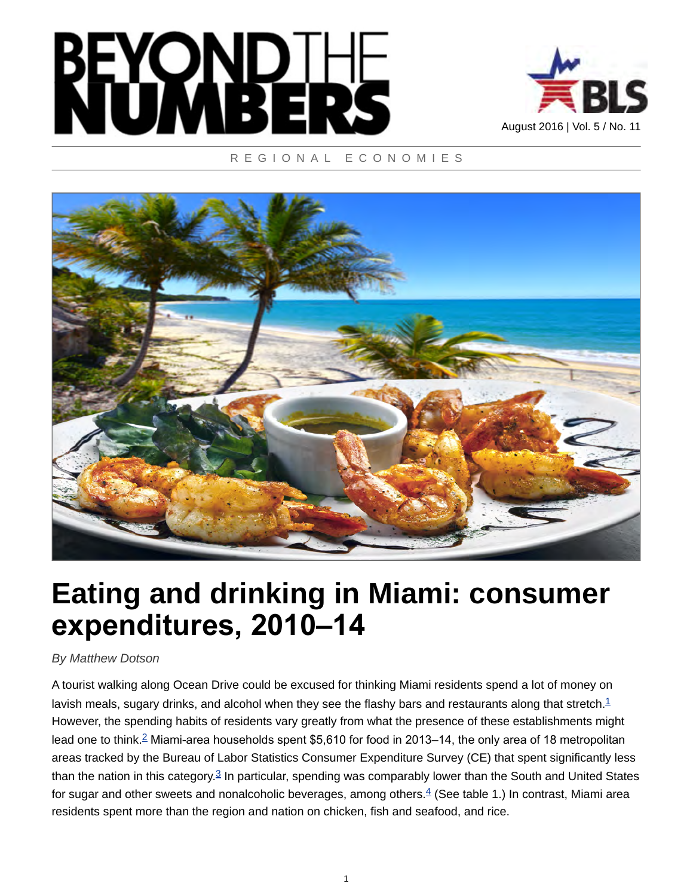# BEYOND THE NUMBERS

August 2016 | Vol. 5 / No. 11

REGIONAL ECONOMIES

# Eating and drinking in Miami: consumer expenditures, 2010–14

*By Matthew Dotson*

A tourist walking along Ocean Drive could be excused for thinking Miami residents spend a lot of money on lavish meals, sugary drinks, and alcohol when they see the flashy bars and restaurants along that stretch.[1] However, the spending habits of residents vary greatly from what the presence of these establishments might lead one to think.[2] Miami-area households spent $5,610 for food in 2013–14, the only area of 18 metropolitan areas tracked by the Bureau of Labor Statistics Consumer Expenditure Survey (CE) that spent significantly less than the nation in this category.[3] In particular, spending was comparably lower than the South and United States for sugar and other sweets and nonalcoholic beverages, among others.[4] (See table 1.) In contrast, Miami area residents spent more than the region and nation on chicken, fish and seafood, and rice.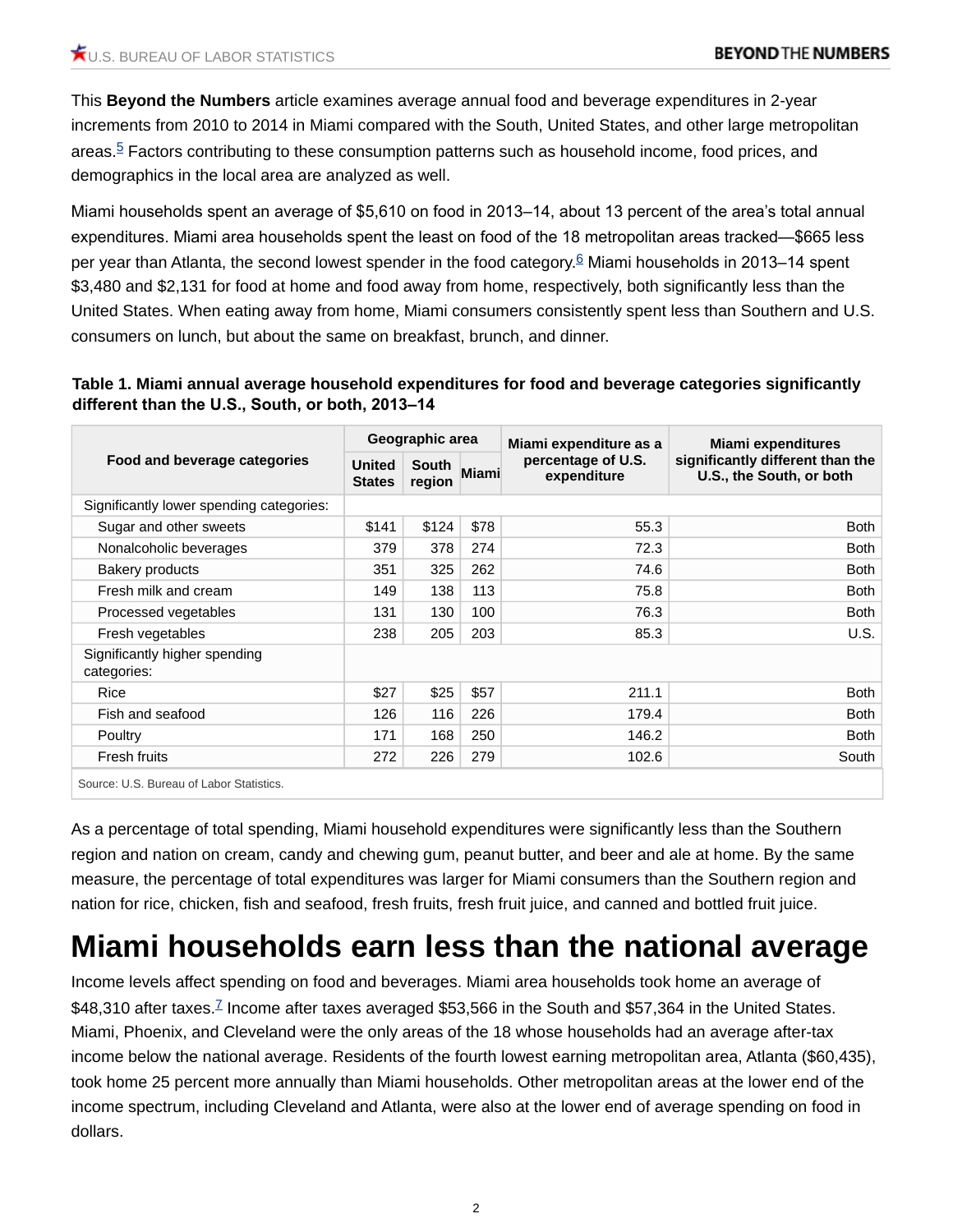This **Beyond the Numbers** article examines average annual food and beverage expenditures in 2-year increments from 2010 to 2014 in Miami compared with the South, United States, and other large metropolitan areas.[5] Factors contributing to these consumption patterns such as household income, food prices, and demographics in the local area are analyzed as well.

Miami households spent an average of $5,610 on food in 2013–14, about 13 percent of the area's total annual expenditures. Miami area households spent the least on food of the 18 metropolitan areas tracked—$665 less per year than Atlanta, the second lowest spender in the food category.[6] Miami households in 2013–14 spent $3,480 and $2,131 for food at home and food away from home, respectively, both significantly less than the United States. When eating away from home, Miami consumers consistently spent less than Southern and U.S. consumers on lunch, but about the same on breakfast, brunch, and dinner.

**Table 1. Miami annual average household expenditures for food and beverage categories significantly different than the U.S., South, or both, 2013–14**

| Food and beverage categories | Geographic area | | | Miami expenditure as a percentage of U.S. expenditure | Miami expenditures significantly different than the U.S., the South, or both |
|---|---|---|---|---|---|
| | United States | South region | Miami | | |
| Significantly lower spending categories: | | | | | |
| Sugar and other sweets | $141 | $124 | $78 | 55.3 | Both |
| Nonalcoholic beverages | 379 | 378 | 274 | 72.3 | Both |
| Bakery products | 351 | 325 | 262 | 74.6 | Both |
| Fresh milk and cream | 149 | 138 | 113 | 75.8 | Both |
| Processed vegetables | 131 | 130 | 100 | 76.3 | Both |
| Fresh vegetables | 238 | 205 | 203 | 85.3 | U.S. |
| Significantly higher spending categories: | | | | | |
| Rice | $27 | $25 | $57 | 211.1 | Both |
| Fish and seafood | 126 | 116 | 226 | 179.4 | Both |
| Poultry | 171 | 168 | 250 | 146.2 | Both |
| Fresh fruits | 272 | 226 | 279 | 102.6 | South |

Source: U.S. Bureau of Labor Statistics.

As a percentage of total spending, Miami household expenditures were significantly less than the Southern region and nation on cream, candy and chewing gum, peanut butter, and beer and ale at home. By the same measure, the percentage of total expenditures was larger for Miami consumers than the Southern region and nation for rice, chicken, fish and seafood, fresh fruits, fresh fruit juice, and canned and bottled fruit juice.

# Miami households earn less than the national average

Income levels affect spending on food and beverages. Miami area households took home an average of $48,310 after taxes.[7] Income after taxes averaged $53,566 in the South and $57,364 in the United States. Miami, Phoenix, and Cleveland were the only areas of the 18 whose households had an average after-tax income below the national average. Residents of the fourth lowest earning metropolitan area, Atlanta ($60,435), took home 25 percent more annually than Miami households. Other metropolitan areas at the lower end of the income spectrum, including Cleveland and Atlanta, were also at the lower end of average spending on food in dollars.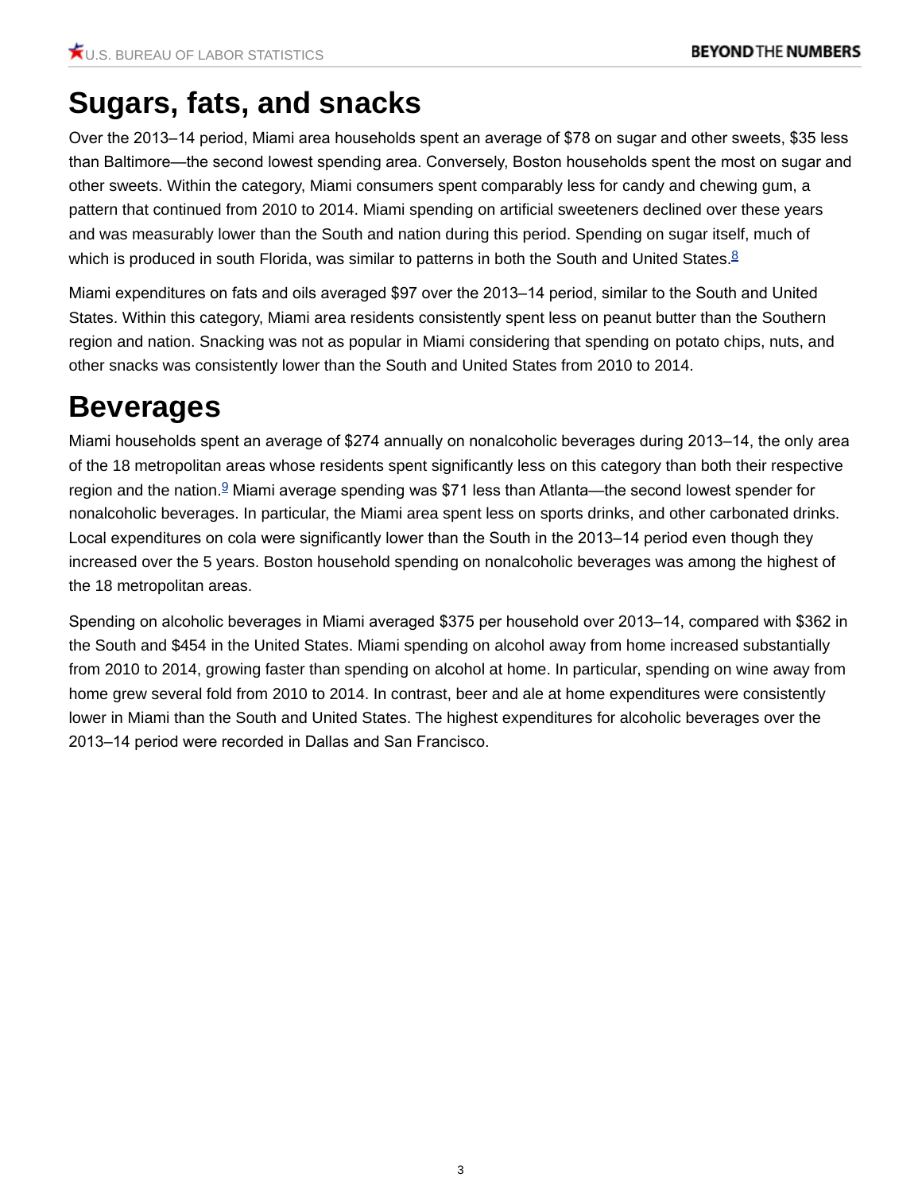# Sugars, fats, and snacks

Over the 2013–14 period, Miami area households spent an average of $78 on sugar and other sweets, $35 less than Baltimore—the second lowest spending area. Conversely, Boston households spent the most on sugar and other sweets. Within the category, Miami consumers spent comparably less for candy and chewing gum, a pattern that continued from 2010 to 2014. Miami spending on artificial sweeteners declined over these years and was measurably lower than the South and nation during this period. Spending on sugar itself, much of which is produced in south Florida, was similar to patterns in both the South and United States.[8]

Miami expenditures on fats and oils averaged $97 over the 2013–14 period, similar to the South and United States. Within this category, Miami area residents consistently spent less on peanut butter than the Southern region and nation. Snacking was not as popular in Miami considering that spending on potato chips, nuts, and other snacks was consistently lower than the South and United States from 2010 to 2014.

# Beverages

Miami households spent an average of $274 annually on nonalcoholic beverages during 2013–14, the only area of the 18 metropolitan areas whose residents spent significantly less on this category than both their respective region and the nation.[9] Miami average spending was $71 less than Atlanta—the second lowest spender for nonalcoholic beverages. In particular, the Miami area spent less on sports drinks, and other carbonated drinks. Local expenditures on cola were significantly lower than the South in the 2013–14 period even though they increased over the 5 years. Boston household spending on nonalcoholic beverages was among the highest of the 18 metropolitan areas.

Spending on alcoholic beverages in Miami averaged $375 per household over 2013–14, compared with $362 in the South and $454 in the United States. Miami spending on alcohol away from home increased substantially from 2010 to 2014, growing faster than spending on alcohol at home. In particular, spending on wine away from home grew several fold from 2010 to 2014. In contrast, beer and ale at home expenditures were consistently lower in Miami than the South and United States. The highest expenditures for alcoholic beverages over the 2013–14 period were recorded in Dallas and San Francisco.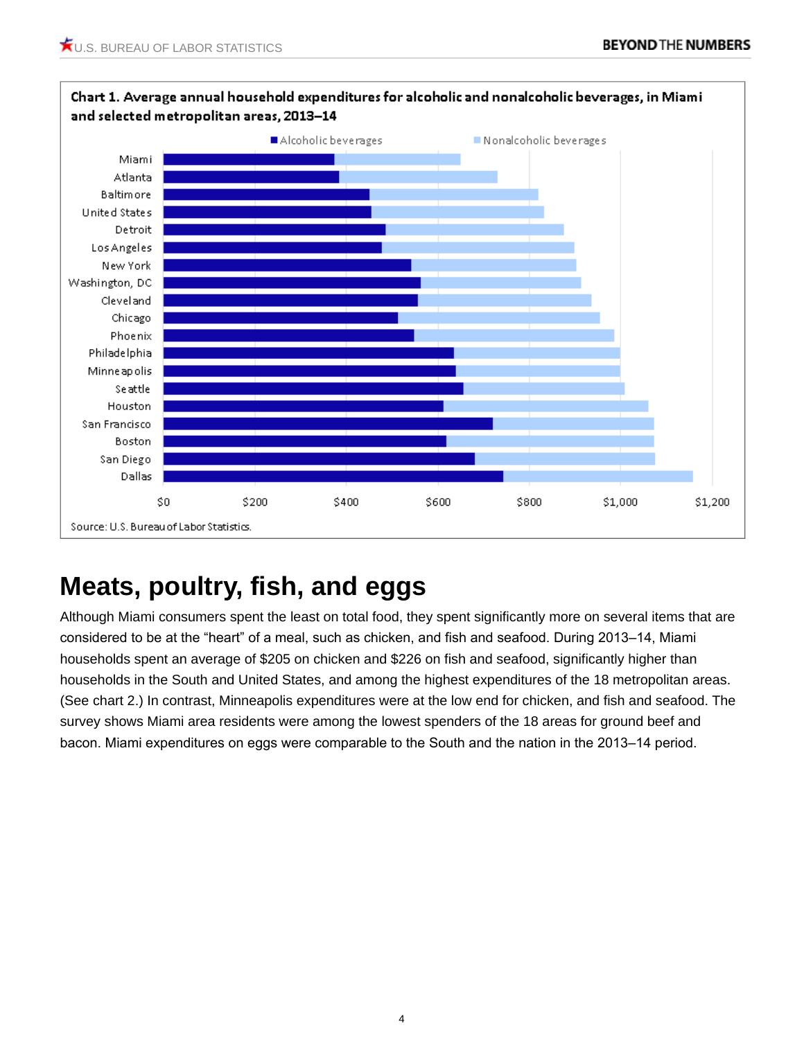**Chart 1. Average annual household expenditures for alcoholic and nonalcoholic beverages, in Miami and selected metropolitan areas, 2013–14**

Source: U.S. Bureau of Labor Statistics.

## Meats, poultry, fish, and eggs

Although Miami consumers spent the least on total food, they spent significantly more on several items that are considered to be at the "heart" of a meal, such as chicken, and fish and seafood. During 2013–14, Miami households spent an average of $205 on chicken and $226 on fish and seafood, significantly higher than households in the South and United States, and among the highest expenditures of the 18 metropolitan areas. (See chart 2.) In contrast, Minneapolis expenditures were at the low end for chicken, and fish and seafood. The survey shows Miami area residents were among the lowest spenders of the 18 areas for ground beef and bacon. Miami expenditures on eggs were comparable to the South and the nation in the 2013–14 period.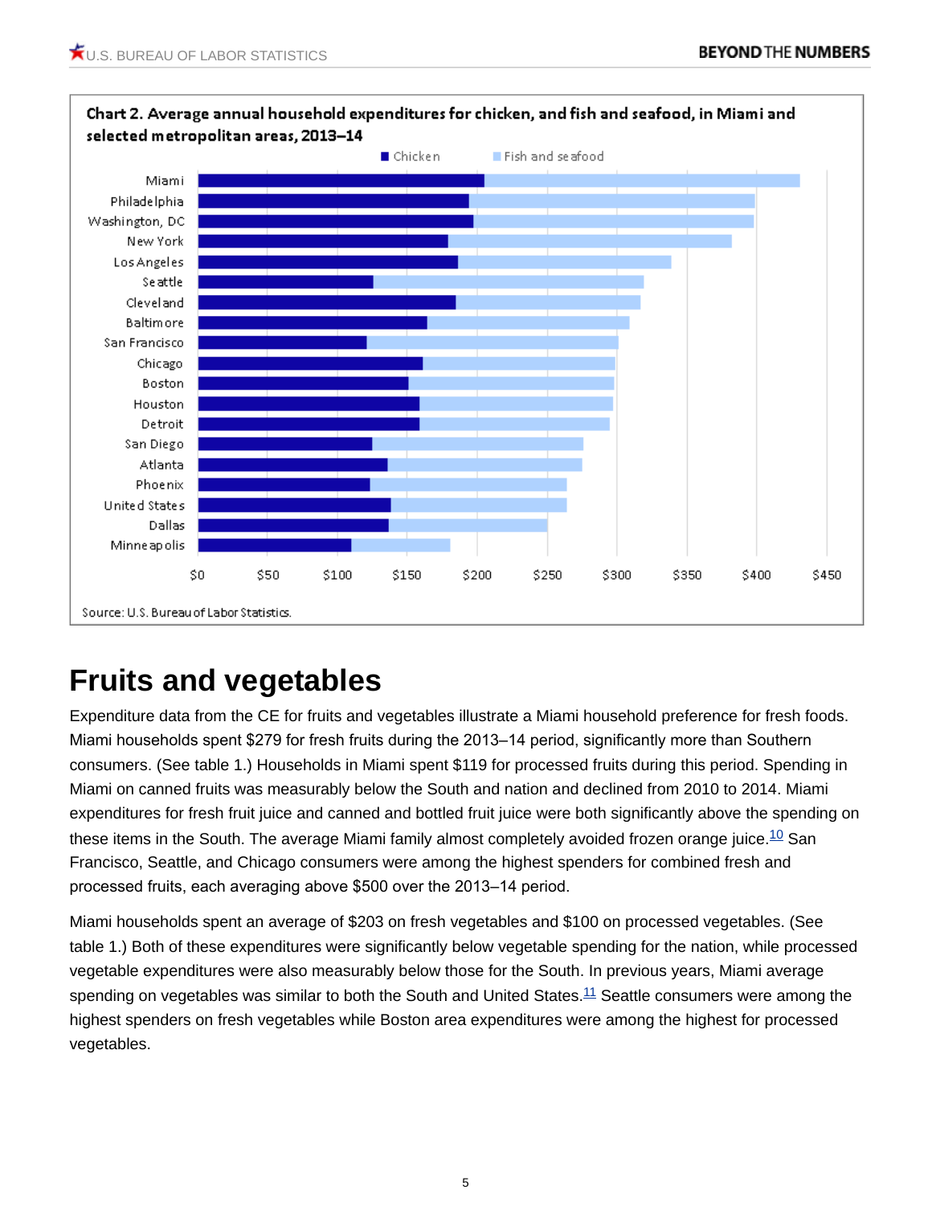**Chart 2. Average annual household expenditures for chicken, and fish and seafood, in Miami and selected metropolitan areas, 2013–14**

Source: U.S. Bureau of Labor Statistics.

## Fruits and vegetables

Expenditure data from the CE for fruits and vegetables illustrate a Miami household preference for fresh foods. Miami households spent $279 for fresh fruits during the 2013–14 period, significantly more than Southern consumers. (See table 1.) Households in Miami spent $119 for processed fruits during this period. Spending in Miami on canned fruits was measurably below the South and nation and declined from 2010 to 2014. Miami expenditures for fresh fruit juice and canned and bottled fruit juice were both significantly above the spending on these items in the South. The average Miami family almost completely avoided frozen orange juice.[10] San Francisco, Seattle, and Chicago consumers were among the highest spenders for combined fresh and processed fruits, each averaging above $500 over the 2013–14 period.

Miami households spent an average of $203 on fresh vegetables and $100 on processed vegetables. (See table 1.) Both of these expenditures were significantly below vegetable spending for the nation, while processed vegetable expenditures were also measurably below those for the South. In previous years, Miami average spending on vegetables was similar to both the South and United States.[11] Seattle consumers were among the highest spenders on fresh vegetables while Boston area expenditures were among the highest for processed vegetables.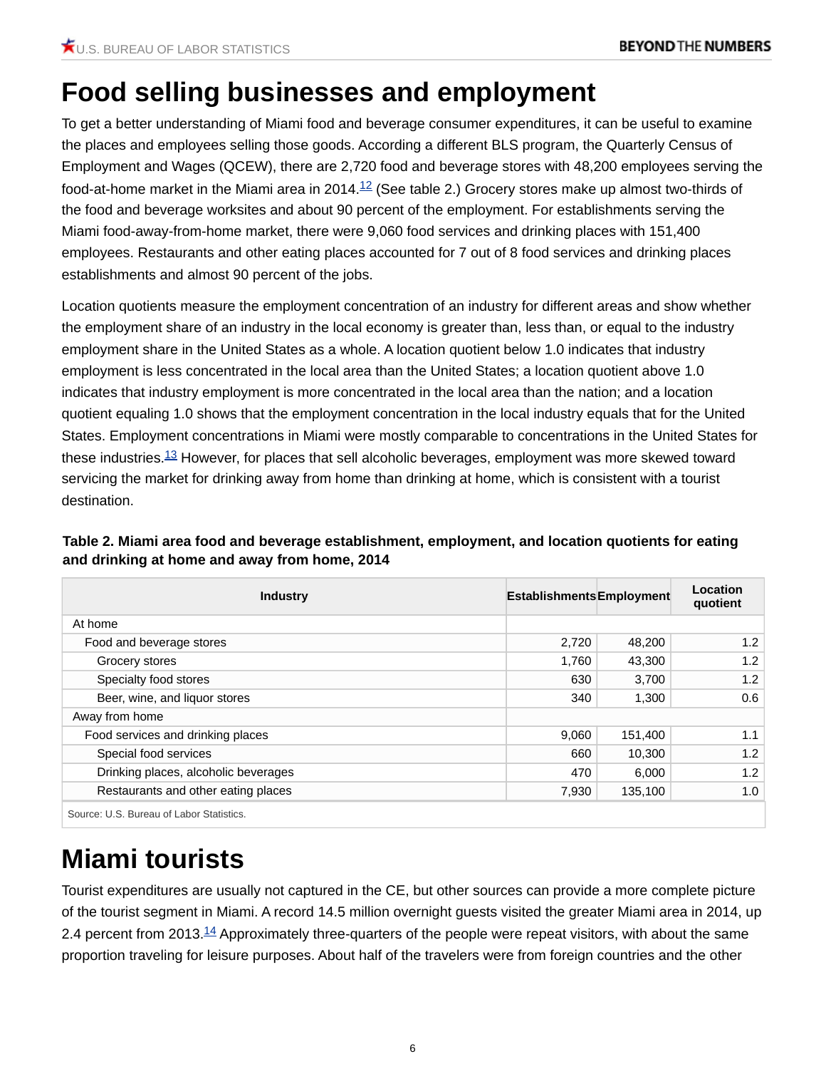# Food selling businesses and employment

To get a better understanding of Miami food and beverage consumer expenditures, it can be useful to examine the places and employees selling those goods. According a different BLS program, the Quarterly Census of Employment and Wages (QCEW), there are 2,720 food and beverage stores with 48,200 employees serving the food-at-home market in the Miami area in 2014.[12] (See table 2.) Grocery stores make up almost two-thirds of the food and beverage worksites and about 90 percent of the employment. For establishments serving the Miami food-away-from-home market, there were 9,060 food services and drinking places with 151,400 employees. Restaurants and other eating places accounted for 7 out of 8 food services and drinking places establishments and almost 90 percent of the jobs.

Location quotients measure the employment concentration of an industry for different areas and show whether the employment share of an industry in the local economy is greater than, less than, or equal to the industry employment share in the United States as a whole. A location quotient below 1.0 indicates that industry employment is less concentrated in the local area than the United States; a location quotient above 1.0 indicates that industry employment is more concentrated in the local area than the nation; and a location quotient equaling 1.0 shows that the employment concentration in the local industry equals that for the United States. Employment concentrations in Miami were mostly comparable to concentrations in the United States for these industries.[13] However, for places that sell alcoholic beverages, employment was more skewed toward servicing the market for drinking away from home than drinking at home, which is consistent with a tourist destination.

**Table 2. Miami area food and beverage establishment, employment, and location quotients for eating and drinking at home and away from home, 2014**

| Industry | Establishments | Employment | Location quotient |
|---|---|---|---|
| At home | | | |
| Food and beverage stores | 2,720 | 48,200 | 1.2 |
| Grocery stores | 1,760 | 43,300 | 1.2 |
| Specialty food stores | 630 | 3,700 | 1.2 |
| Beer, wine, and liquor stores | 340 | 1,300 | 0.6 |
| Away from home | | | |
| Food services and drinking places | 9,060 | 151,400 | 1.1 |
| Special food services | 660 | 10,300 | 1.2 |
| Drinking places, alcoholic beverages | 470 | 6,000 | 1.2 |
| Restaurants and other eating places | 7,930 | 135,100 | 1.0 |

Source: U.S. Bureau of Labor Statistics.

# Miami tourists

Tourist expenditures are usually not captured in the CE, but other sources can provide a more complete picture of the tourist segment in Miami. A record 14.5 million overnight guests visited the greater Miami area in 2014, up 2.4 percent from 2013.[14] Approximately three-quarters of the people were repeat visitors, with about the same proportion traveling for leisure purposes. About half of the travelers were from foreign countries and the other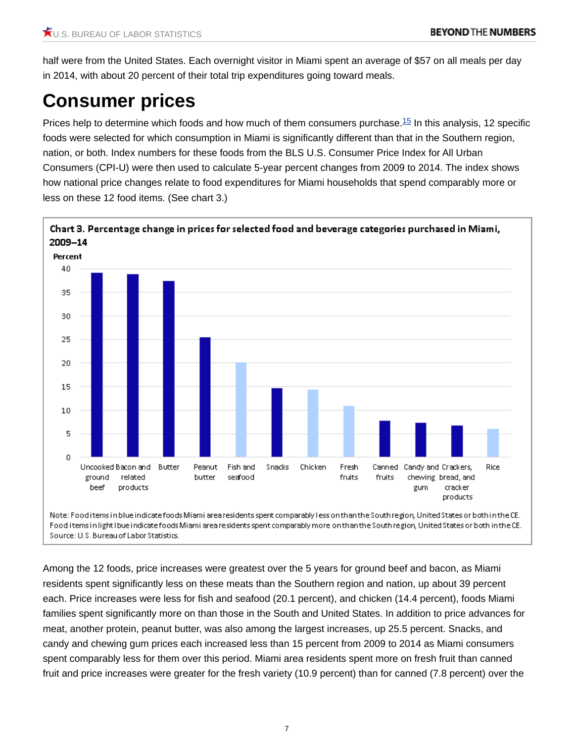half were from the United States. Each overnight visitor in Miami spent an average of $57 on all meals per day in 2014, with about 20 percent of their total trip expenditures going toward meals.

# Consumer prices

Prices help to determine which foods and how much of them consumers purchase.[15] In this analysis, 12 specific foods were selected for which consumption in Miami is significantly different than that in the Southern region, nation, or both. Index numbers for these foods from the BLS U.S. Consumer Price Index for All Urban Consumers (CPI-U) were then used to calculate 5-year percent changes from 2009 to 2014. The index shows how national price changes relate to food expenditures for Miami households that spend comparably more or less on these 12 food items. (See chart 3.)

**Chart 3. Percentage change in prices for selected food and beverage categories purchased in Miami, 2009–14**

Percent

| Category | Percent change |
|---|---|
| Uncooked ground beef | ~39 |
| Bacon and related products | ~39 |
| Butter | ~37 |
| Peanut butter | 25.5 |
| Fish and seafood | 20.1 |
| Snacks | ~15 |
| Chicken | 14.4 |
| Fresh fruits | 10.9 |
| Canned fruits | 7.8 |
| Candy and chewing gum | ~7 |
| Crackers, bread, and cracker products | ~7 |
| Rice | ~6 |

Note: Food items in blue indicate foods Miami area residents spent comparably less on than the South region, United States or both in the CE. Food items in light blue indicate foods Miami area residents spent comparably more on than the South region, United States or both in the CE.
Source: U.S. Bureau of Labor Statistics.

Among the 12 foods, price increases were greatest over the 5 years for ground beef and bacon, as Miami residents spent significantly less on these meats than the Southern region and nation, up about 39 percent each. Price increases were less for fish and seafood (20.1 percent), and chicken (14.4 percent), foods Miami families spent significantly more on than those in the South and United States. In addition to price advances for meat, another protein, peanut butter, was also among the largest increases, up 25.5 percent. Snacks, and candy and chewing gum prices each increased less than 15 percent from 2009 to 2014 as Miami consumers spent comparably less for them over this period. Miami area residents spent more on fresh fruit than canned fruit and price increases were greater for the fresh variety (10.9 percent) than for canned (7.8 percent) over the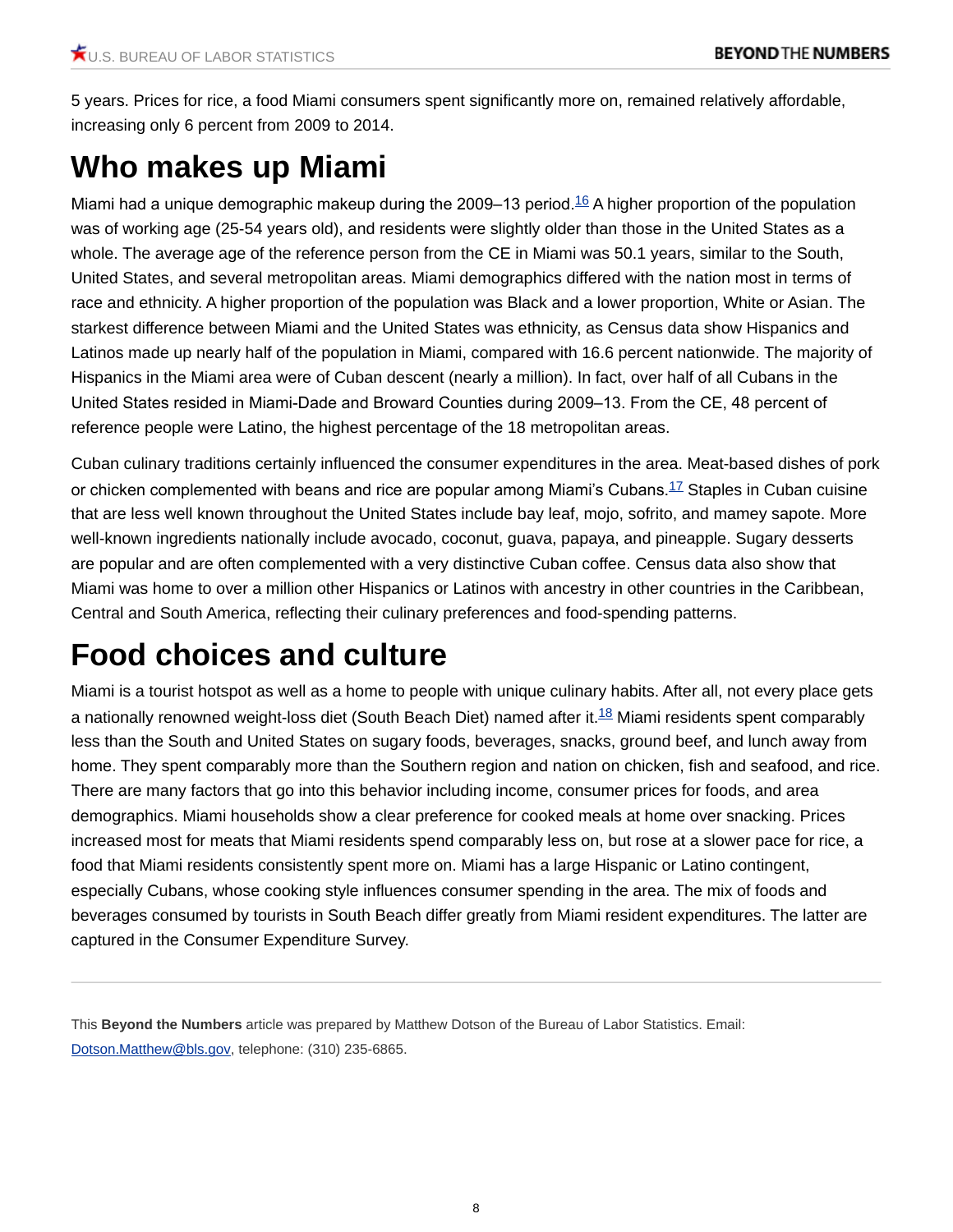5 years. Prices for rice, a food Miami consumers spent significantly more on, remained relatively affordable, increasing only 6 percent from 2009 to 2014.

# Who makes up Miami

Miami had a unique demographic makeup during the 2009–13 period.[16] A higher proportion of the population was of working age (25-54 years old), and residents were slightly older than those in the United States as a whole. The average age of the reference person from the CE in Miami was 50.1 years, similar to the South, United States, and several metropolitan areas. Miami demographics differed with the nation most in terms of race and ethnicity. A higher proportion of the population was Black and a lower proportion, White or Asian. The starkest difference between Miami and the United States was ethnicity, as Census data show Hispanics and Latinos made up nearly half of the population in Miami, compared with 16.6 percent nationwide. The majority of Hispanics in the Miami area were of Cuban descent (nearly a million). In fact, over half of all Cubans in the United States resided in Miami-Dade and Broward Counties during 2009–13. From the CE, 48 percent of reference people were Latino, the highest percentage of the 18 metropolitan areas.

Cuban culinary traditions certainly influenced the consumer expenditures in the area. Meat-based dishes of pork or chicken complemented with beans and rice are popular among Miami's Cubans.[17] Staples in Cuban cuisine that are less well known throughout the United States include bay leaf, mojo, sofrito, and mamey sapote. More well-known ingredients nationally include avocado, coconut, guava, papaya, and pineapple. Sugary desserts are popular and are often complemented with a very distinctive Cuban coffee. Census data also show that Miami was home to over a million other Hispanics or Latinos with ancestry in other countries in the Caribbean, Central and South America, reflecting their culinary preferences and food-spending patterns.

# Food choices and culture

Miami is a tourist hotspot as well as a home to people with unique culinary habits. After all, not every place gets a nationally renowned weight-loss diet (South Beach Diet) named after it.[18] Miami residents spent comparably less than the South and United States on sugary foods, beverages, snacks, ground beef, and lunch away from home. They spent comparably more than the Southern region and nation on chicken, fish and seafood, and rice. There are many factors that go into this behavior including income, consumer prices for foods, and area demographics. Miami households show a clear preference for cooked meals at home over snacking. Prices increased most for meats that Miami residents spend comparably less on, but rose at a slower pace for rice, a food that Miami residents consistently spent more on. Miami has a large Hispanic or Latino contingent, especially Cubans, whose cooking style influences consumer spending in the area. The mix of foods and beverages consumed by tourists in South Beach differ greatly from Miami resident expenditures. The latter are captured in the Consumer Expenditure Survey.

---

This **Beyond the Numbers** article was prepared by Matthew Dotson of the Bureau of Labor Statistics. Email: Dotson.Matthew@bls.gov, telephone: (310) 235-6865.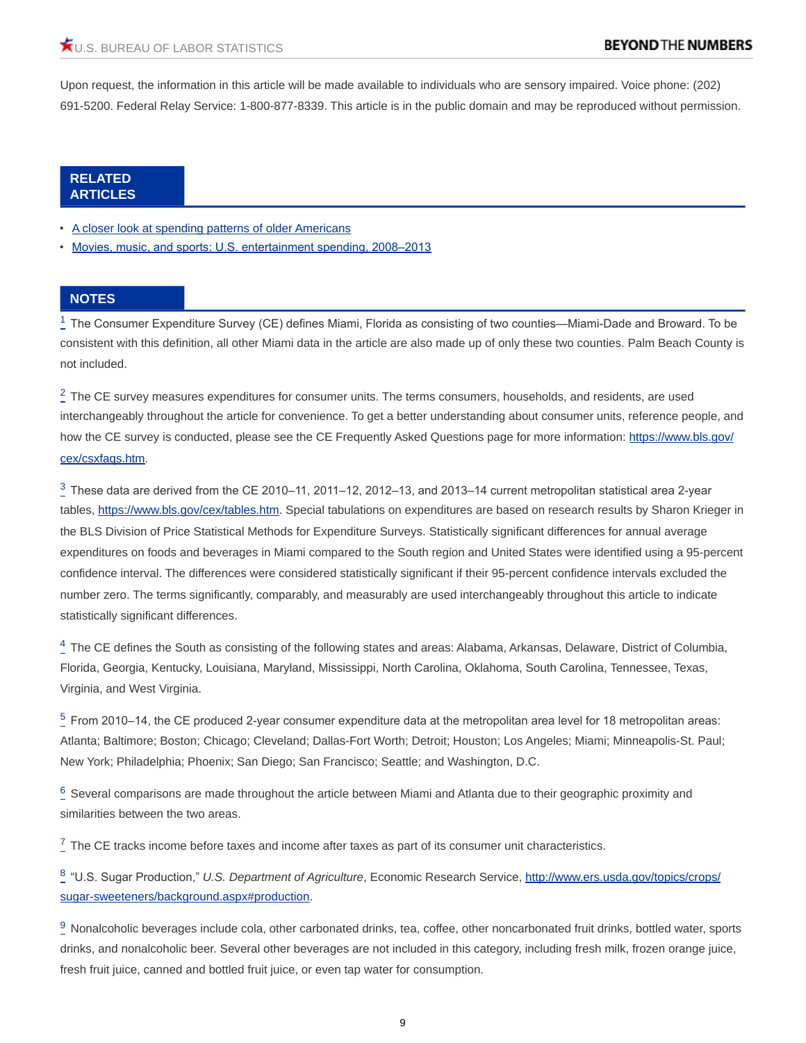Upon request, the information in this article will be made available to individuals who are sensory impaired. Voice phone: (202) 691-5200. Federal Relay Service: 1-800-877-8339. This article is in the public domain and may be reproduced without permission.

## RELATED ARTICLES

- [A closer look at spending patterns of older Americans]
- [Movies, music, and sports: U.S. entertainment spending, 2008–2013]

## NOTES

[1] The Consumer Expenditure Survey (CE) defines Miami, Florida as consisting of two counties—Miami-Dade and Broward. To be consistent with this definition, all other Miami data in the article are also made up of only these two counties. Palm Beach County is not included.

[2] The CE survey measures expenditures for consumer units. The terms consumers, households, and residents, are used interchangeably throughout the article for convenience. To get a better understanding about consumer units, reference people, and how the CE survey is conducted, please see the CE Frequently Asked Questions page for more information: https://www.bls.gov/cex/csxfaqs.htm.

[3] These data are derived from the CE 2010–11, 2011–12, 2012–13, and 2013–14 current metropolitan statistical area 2-year tables, https://www.bls.gov/cex/tables.htm. Special tabulations on expenditures are based on research results by Sharon Krieger in the BLS Division of Price Statistical Methods for Expenditure Surveys. Statistically significant differences for annual average expenditures on foods and beverages in Miami compared to the South region and United States were identified using a 95-percent confidence interval. The differences were considered statistically significant if their 95-percent confidence intervals excluded the number zero. The terms significantly, comparably, and measurably are used interchangeably throughout this article to indicate statistically significant differences.

[4] The CE defines the South as consisting of the following states and areas: Alabama, Arkansas, Delaware, District of Columbia, Florida, Georgia, Kentucky, Louisiana, Maryland, Mississippi, North Carolina, Oklahoma, South Carolina, Tennessee, Texas, Virginia, and West Virginia.

[5] From 2010–14, the CE produced 2-year consumer expenditure data at the metropolitan area level for 18 metropolitan areas: Atlanta; Baltimore; Boston; Chicago; Cleveland; Dallas-Fort Worth; Detroit; Houston; Los Angeles; Miami; Minneapolis-St. Paul; New York; Philadelphia; Phoenix; San Diego; San Francisco; Seattle; and Washington, D.C.

[6] Several comparisons are made throughout the article between Miami and Atlanta due to their geographic proximity and similarities between the two areas.

[7] The CE tracks income before taxes and income after taxes as part of its consumer unit characteristics.

[8] "U.S. Sugar Production," *U.S. Department of Agriculture*, Economic Research Service, http://www.ers.usda.gov/topics/crops/sugar-sweeteners/background.aspx#production.

[9] Nonalcoholic beverages include cola, other carbonated drinks, tea, coffee, other noncarbonated fruit drinks, bottled water, sports drinks, and nonalcoholic beer. Several other beverages are not included in this category, including fresh milk, frozen orange juice, fresh fruit juice, canned and bottled fruit juice, or even tap water for consumption.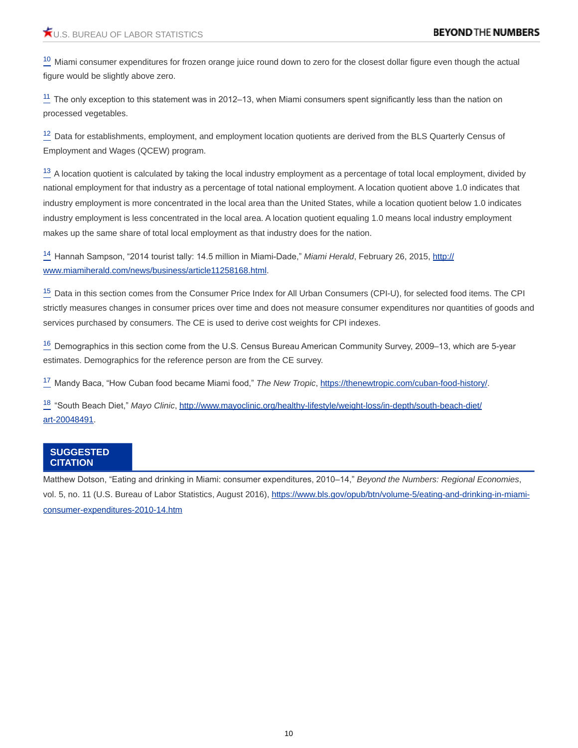[10] Miami consumer expenditures for frozen orange juice round down to zero for the closest dollar figure even though the actual figure would be slightly above zero.

[11] The only exception to this statement was in 2012–13, when Miami consumers spent significantly less than the nation on processed vegetables.

[12] Data for establishments, employment, and employment location quotients are derived from the BLS Quarterly Census of Employment and Wages (QCEW) program.

[13] A location quotient is calculated by taking the local industry employment as a percentage of total local employment, divided by national employment for that industry as a percentage of total national employment. A location quotient above 1.0 indicates that industry employment is more concentrated in the local area than the United States, while a location quotient below 1.0 indicates industry employment is less concentrated in the local area. A location quotient equaling 1.0 means local industry employment makes up the same share of total local employment as that industry does for the nation.

[14] Hannah Sampson, "2014 tourist tally: 14.5 million in Miami-Dade," *Miami Herald*, February 26, 2015, http://www.miamiherald.com/news/business/article11258168.html.

[15] Data in this section comes from the Consumer Price Index for All Urban Consumers (CPI-U), for selected food items. The CPI strictly measures changes in consumer prices over time and does not measure consumer expenditures nor quantities of goods and services purchased by consumers. The CE is used to derive cost weights for CPI indexes.

[16] Demographics in this section come from the U.S. Census Bureau American Community Survey, 2009–13, which are 5-year estimates. Demographics for the reference person are from the CE survey.

[17] Mandy Baca, "How Cuban food became Miami food," *The New Tropic*, https://thenewtropic.com/cuban-food-history/.

[18] "South Beach Diet," *Mayo Clinic*, http://www.mayoclinic.org/healthy-lifestyle/weight-loss/in-depth/south-beach-diet/art-20048491.

## SUGGESTED CITATION

Matthew Dotson, "Eating and drinking in Miami: consumer expenditures, 2010–14," *Beyond the Numbers: Regional Economies*, vol. 5, no. 11 (U.S. Bureau of Labor Statistics, August 2016), https://www.bls.gov/opub/btn/volume-5/eating-and-drinking-in-miami-consumer-expenditures-2010-14.htm